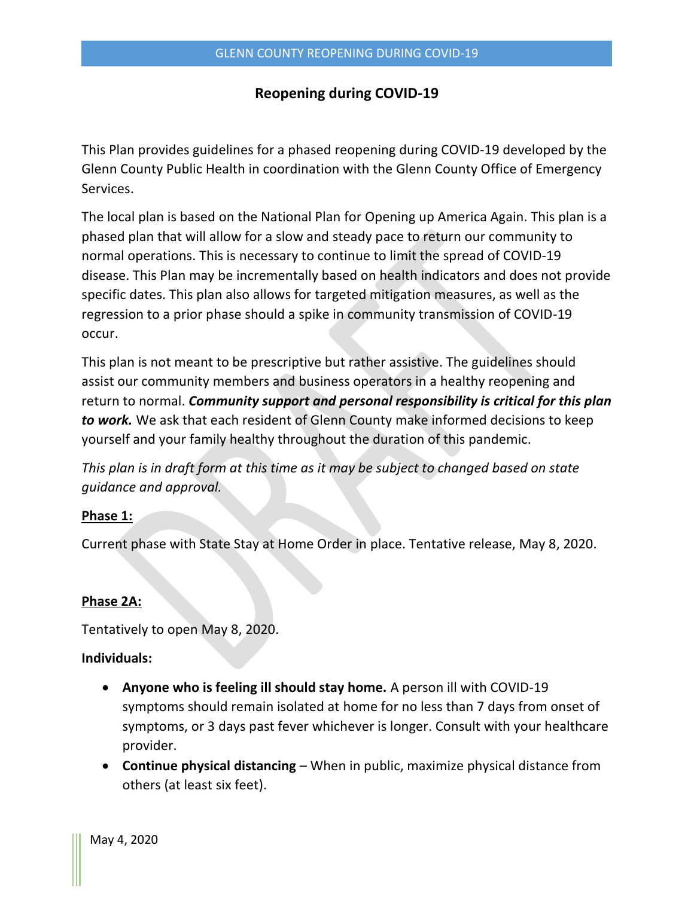# Reopening during COVID-19

This Plan provides guidelines for a phased reopening during COVID-19 developed by the Glenn County Public Health in coordination with the Glenn County Office of Emergency Services.

The local plan is based on the National Plan for Opening up America Again. This plan is a phased plan that will allow for a slow and steady pace to return our community to normal operations. This is necessary to continue to limit the spread of COVID-19 disease. This Plan may be incrementally based on health indicators and does not provide specific dates. This plan also allows for targeted mitigation measures, as well as the regression to a prior phase should a spike in community transmission of COVID-19 occur.

This plan is not meant to be prescriptive but rather assistive. The guidelines should assist our community members and business operators in a healthy reopening and return to normal. ***Community support and personal responsibility is critical for this plan to work.*** We ask that each resident of Glenn County make informed decisions to keep yourself and your family healthy throughout the duration of this pandemic.

*This plan is in draft form at this time as it may be subject to changed based on state guidance and approval.*

**<u>Phase 1:</u>**

Current phase with State Stay at Home Order in place. Tentative release, May 8, 2020.

**<u>Phase 2A:</u>**

Tentatively to open May 8, 2020.

**Individuals:**

- **Anyone who is feeling ill should stay home.** A person ill with COVID-19 symptoms should remain isolated at home for no less than 7 days from onset of symptoms, or 3 days past fever whichever is longer. Consult with your healthcare provider.
- **Continue physical distancing** – When in public, maximize physical distance from others (at least six feet).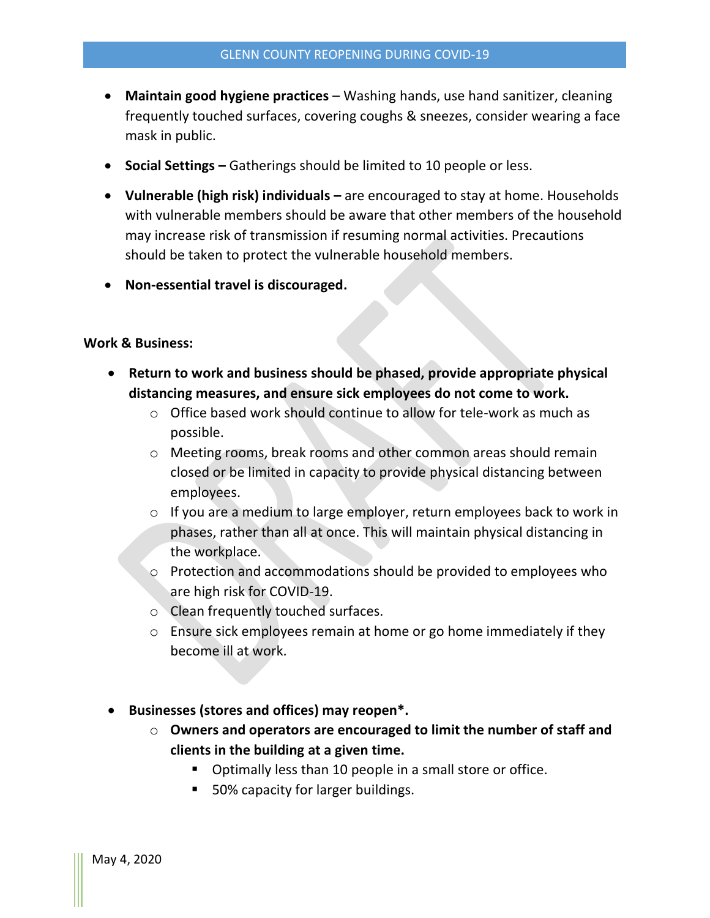- **Maintain good hygiene practices** – Washing hands, use hand sanitizer, cleaning frequently touched surfaces, covering coughs & sneezes, consider wearing a face mask in public.
- **Social Settings –** Gatherings should be limited to 10 people or less.
- **Vulnerable (high risk) individuals –** are encouraged to stay at home. Households with vulnerable members should be aware that other members of the household may increase risk of transmission if resuming normal activities. Precautions should be taken to protect the vulnerable household members.
- **Non-essential travel is discouraged.**

**Work & Business:**

- **Return to work and business should be phased, provide appropriate physical distancing measures, and ensure sick employees do not come to work.**
  - Office based work should continue to allow for tele-work as much as possible.
  - Meeting rooms, break rooms and other common areas should remain closed or be limited in capacity to provide physical distancing between employees.
  - If you are a medium to large employer, return employees back to work in phases, rather than all at once. This will maintain physical distancing in the workplace.
  - Protection and accommodations should be provided to employees who are high risk for COVID-19.
  - Clean frequently touched surfaces.
  - Ensure sick employees remain at home or go home immediately if they become ill at work.

- **Businesses (stores and offices) may reopen*.**
  - **Owners and operators are encouraged to limit the number of staff and clients in the building at a given time.**
    - Optimally less than 10 people in a small store or office.
    - 50% capacity for larger buildings.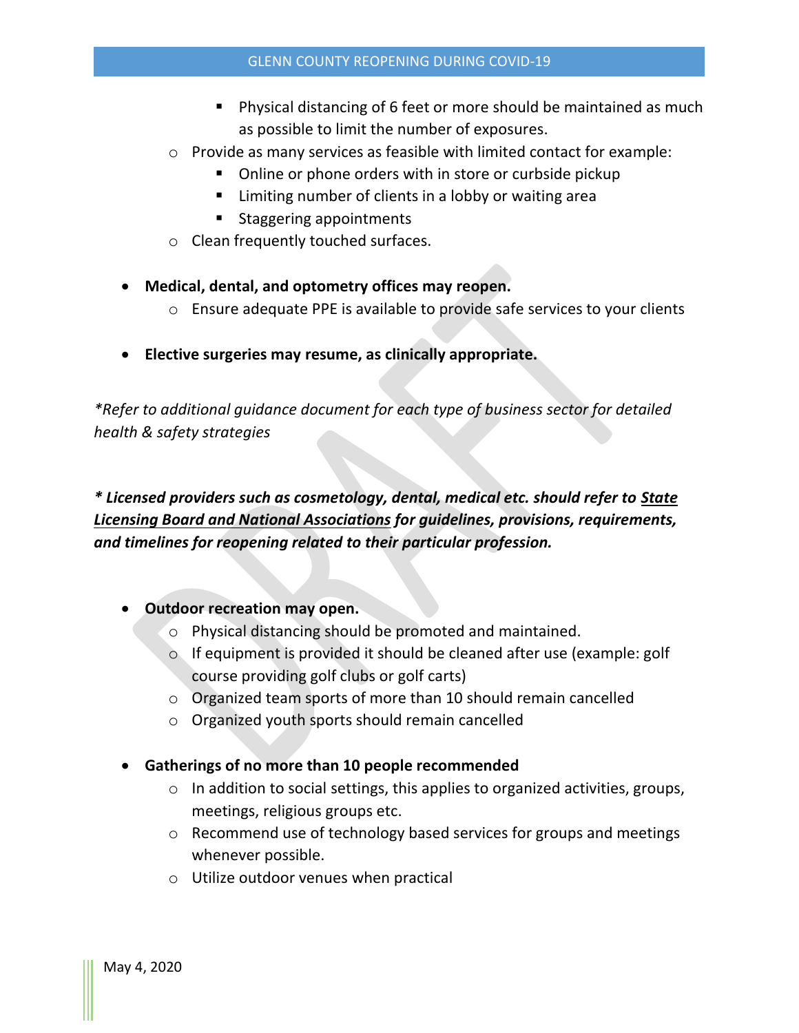- Physical distancing of 6 feet or more should be maintained as much as possible to limit the number of exposures.
  - Provide as many services as feasible with limited contact for example:
    - Online or phone orders with in store or curbside pickup
    - Limiting number of clients in a lobby or waiting area
    - Staggering appointments
  - Clean frequently touched surfaces.

- **Medical, dental, and optometry offices may reopen.**
  - Ensure adequate PPE is available to provide safe services to your clients

- **Elective surgeries may resume, as clinically appropriate.**

*\*Refer to additional guidance document for each type of business sector for detailed health & safety strategies*

***\* Licensed providers such as cosmetology, dental, medical etc. should refer to <u>State Licensing Board and National Associations</u> for guidelines, provisions, requirements, and timelines for reopening related to their particular profession.***

- **Outdoor recreation may open.**
  - Physical distancing should be promoted and maintained.
  - If equipment is provided it should be cleaned after use (example: golf course providing golf clubs or golf carts)
  - Organized team sports of more than 10 should remain cancelled
  - Organized youth sports should remain cancelled

- **Gatherings of no more than 10 people recommended**
  - In addition to social settings, this applies to organized activities, groups, meetings, religious groups etc.
  - Recommend use of technology based services for groups and meetings whenever possible.
  - Utilize outdoor venues when practical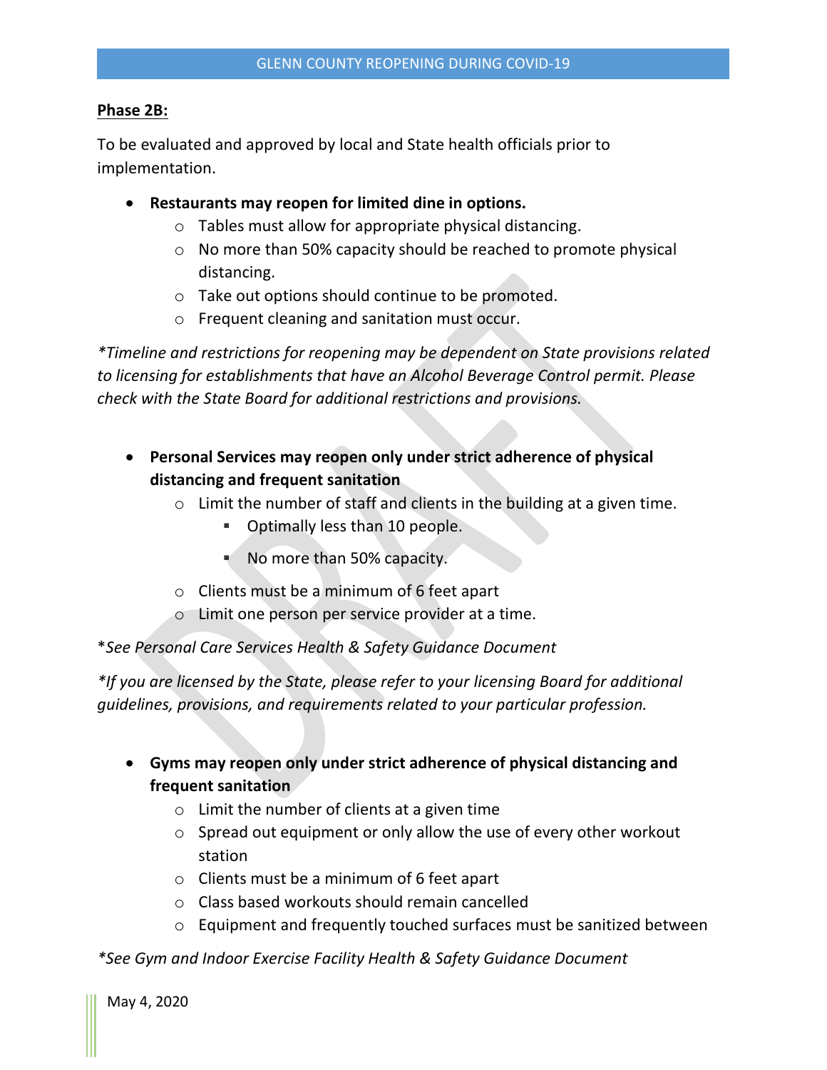**Phase 2B:**

To be evaluated and approved by local and State health officials prior to implementation.

- **Restaurants may reopen for limited dine in options.**
  - Tables must allow for appropriate physical distancing.
  - No more than 50% capacity should be reached to promote physical distancing.
  - Take out options should continue to be promoted.
  - Frequent cleaning and sanitation must occur.

*\*Timeline and restrictions for reopening may be dependent on State provisions related to licensing for establishments that have an Alcohol Beverage Control permit. Please check with the State Board for additional restrictions and provisions.*

- **Personal Services may reopen only under strict adherence of physical distancing and frequent sanitation**
  - Limit the number of staff and clients in the building at a given time.
    - Optimally less than 10 people.
    - No more than 50% capacity.
  - Clients must be a minimum of 6 feet apart
  - Limit one person per service provider at a time.

\**See Personal Care Services Health & Safety Guidance Document*

*\*If you are licensed by the State, please refer to your licensing Board for additional guidelines, provisions, and requirements related to your particular profession.*

- **Gyms may reopen only under strict adherence of physical distancing and frequent sanitation**
  - Limit the number of clients at a given time
  - Spread out equipment or only allow the use of every other workout station
  - Clients must be a minimum of 6 feet apart
  - Class based workouts should remain cancelled
  - Equipment and frequently touched surfaces must be sanitized between

*\*See Gym and Indoor Exercise Facility Health & Safety Guidance Document*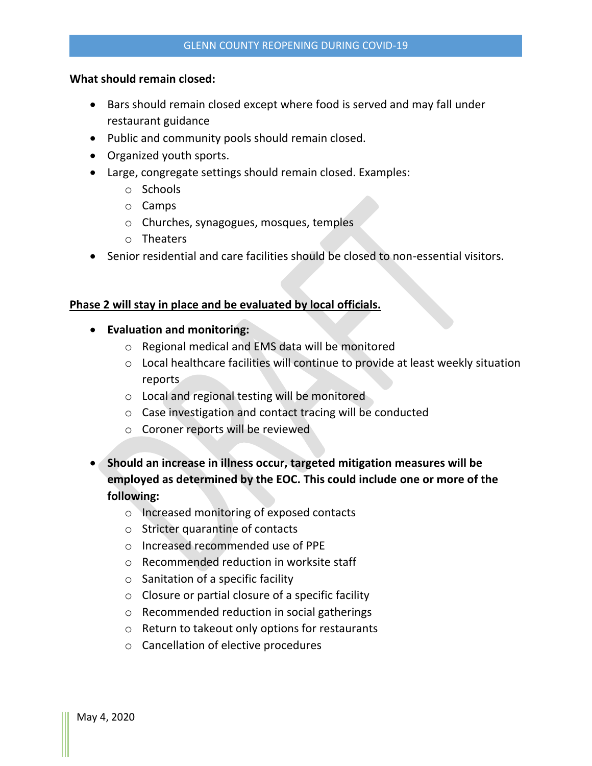**What should remain closed:**

- Bars should remain closed except where food is served and may fall under restaurant guidance
- Public and community pools should remain closed.
- Organized youth sports.
- Large, congregate settings should remain closed. Examples:
    - Schools
    - Camps
    - Churches, synagogues, mosques, temples
    - Theaters
- Senior residential and care facilities should be closed to non-essential visitors.

**<u>Phase 2 will stay in place and be evaluated by local officials.</u>**

- **Evaluation and monitoring:**
    - Regional medical and EMS data will be monitored
    - Local healthcare facilities will continue to provide at least weekly situation reports
    - Local and regional testing will be monitored
    - Case investigation and contact tracing will be conducted
    - Coroner reports will be reviewed
- **Should an increase in illness occur, targeted mitigation measures will be employed as determined by the EOC. This could include one or more of the following:**
    - Increased monitoring of exposed contacts
    - Stricter quarantine of contacts
    - Increased recommended use of PPE
    - Recommended reduction in worksite staff
    - Sanitation of a specific facility
    - Closure or partial closure of a specific facility
    - Recommended reduction in social gatherings
    - Return to takeout only options for restaurants
    - Cancellation of elective procedures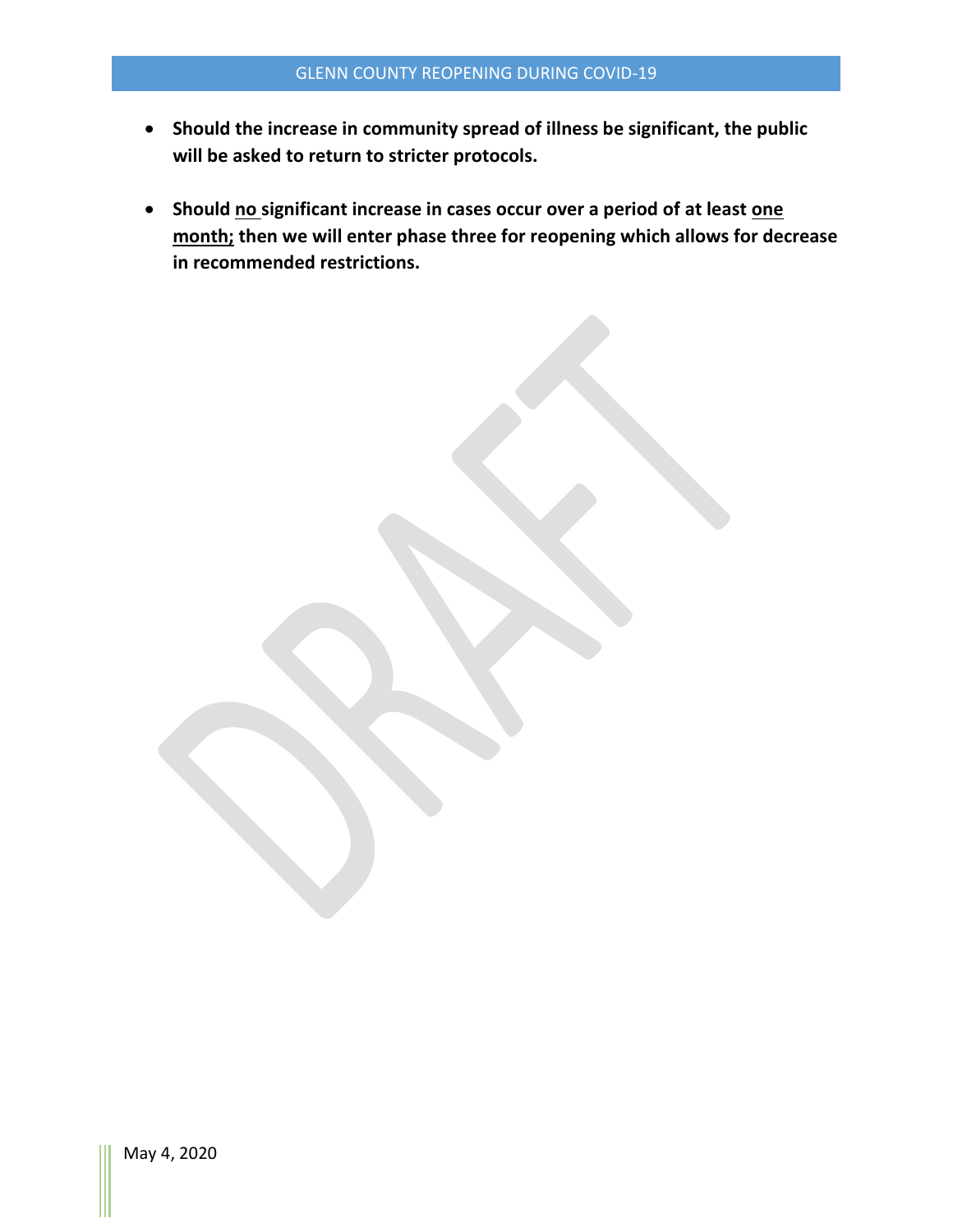- **Should the increase in community spread of illness be significant, the public will be asked to return to stricter protocols.**

- **Should <u>no</u> significant increase in cases occur over a period of at least <u>one month;</u> then we will enter phase three for reopening which allows for decrease in recommended restrictions.**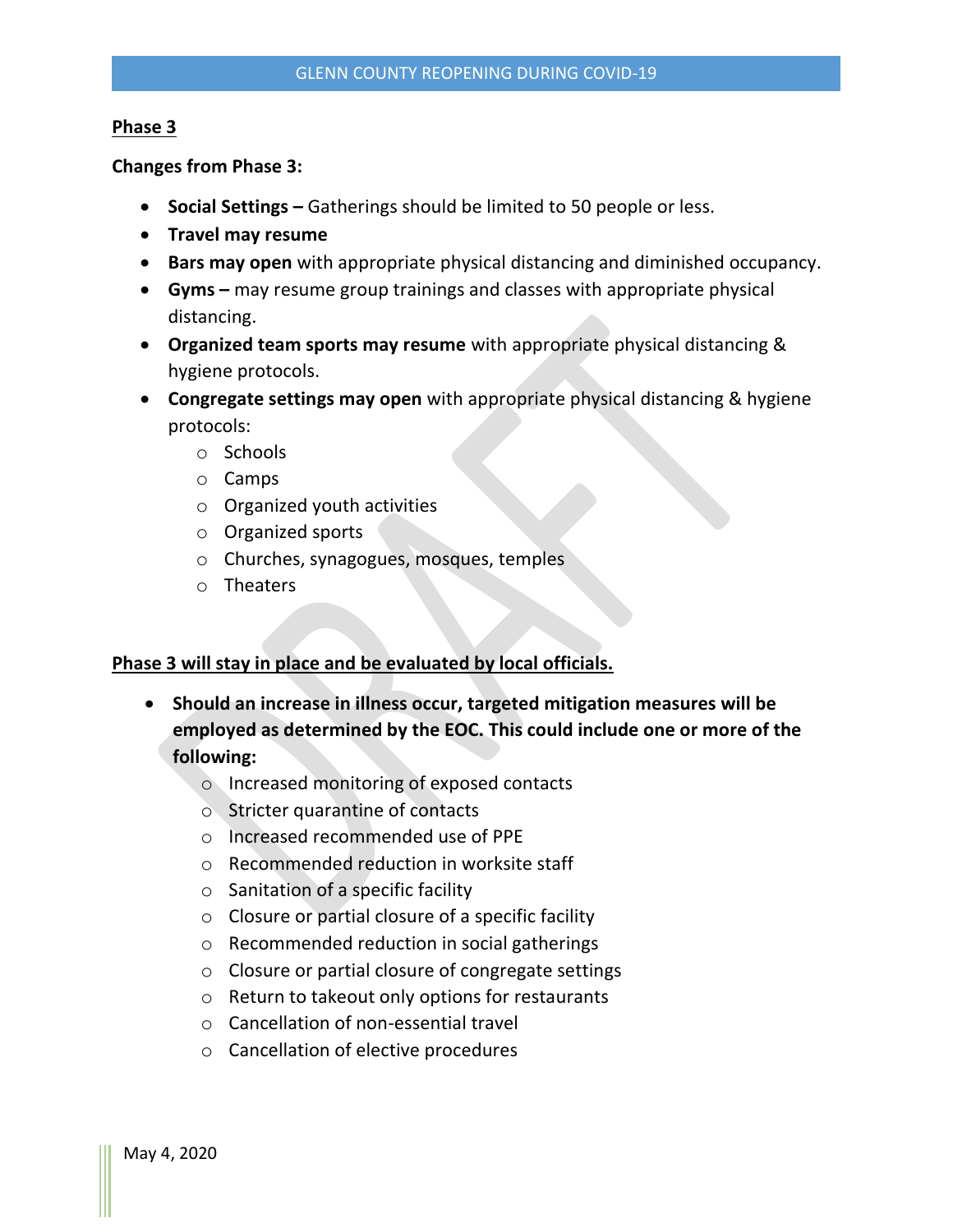## Phase 3

**Changes from Phase 3:**

- **Social Settings –** Gatherings should be limited to 50 people or less.
- **Travel may resume**
- **Bars may open** with appropriate physical distancing and diminished occupancy.
- **Gyms –** may resume group trainings and classes with appropriate physical distancing.
- **Organized team sports may resume** with appropriate physical distancing & hygiene protocols.
- **Congregate settings may open** with appropriate physical distancing & hygiene protocols:
  - Schools
  - Camps
  - Organized youth activities
  - Organized sports
  - Churches, synagogues, mosques, temples
  - Theaters

**Phase 3 will stay in place and be evaluated by local officials.**

- **Should an increase in illness occur, targeted mitigation measures will be employed as determined by the EOC. This could include one or more of the following:**
  - Increased monitoring of exposed contacts
  - Stricter quarantine of contacts
  - Increased recommended use of PPE
  - Recommended reduction in worksite staff
  - Sanitation of a specific facility
  - Closure or partial closure of a specific facility
  - Recommended reduction in social gatherings
  - Closure or partial closure of congregate settings
  - Return to takeout only options for restaurants
  - Cancellation of non-essential travel
  - Cancellation of elective procedures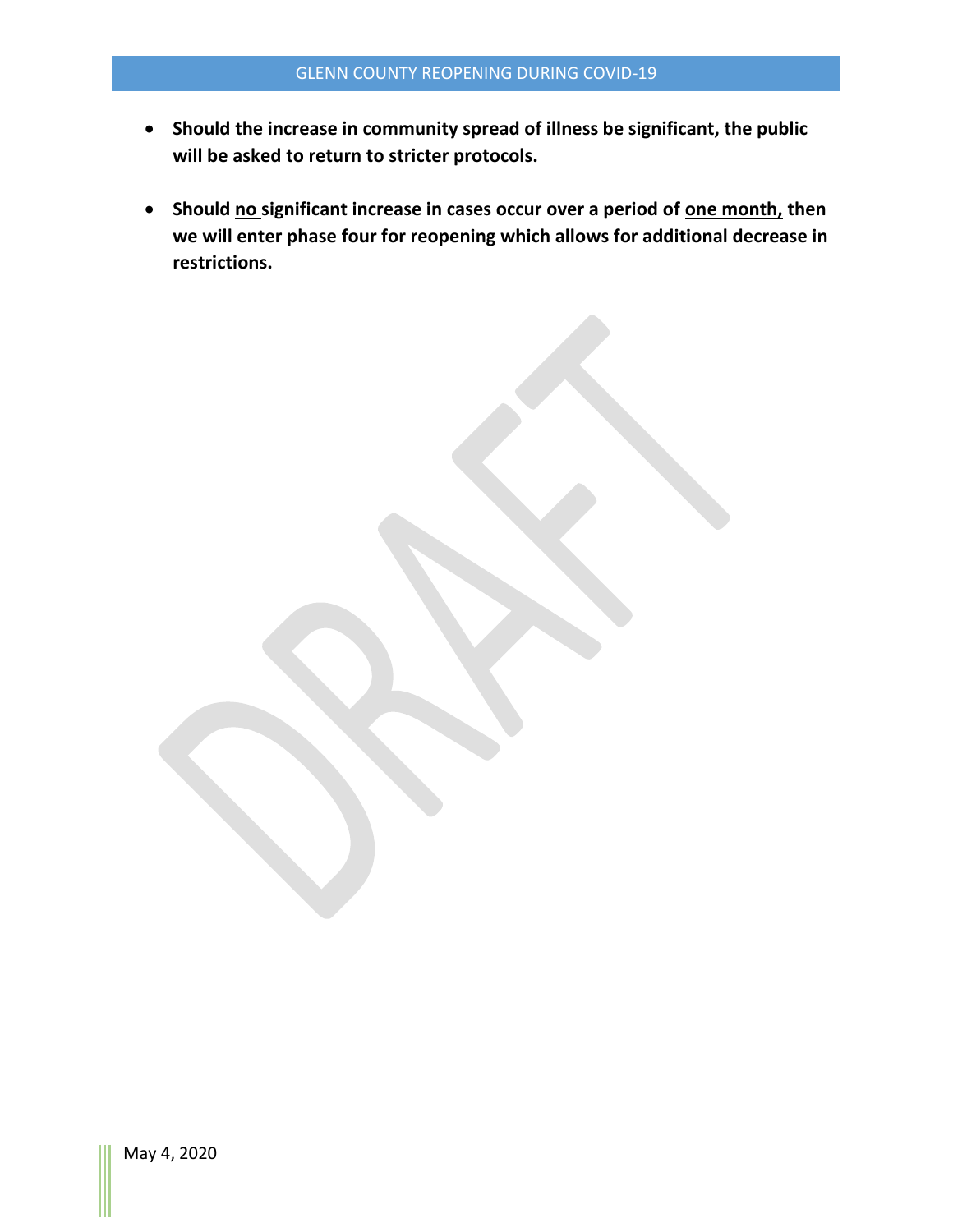- **Should the increase in community spread of illness be significant, the public will be asked to return to stricter protocols.**

- **Should <u>no</u> significant increase in cases occur over a period of <u>one month,</u> then we will enter phase four for reopening which allows for additional decrease in restrictions.**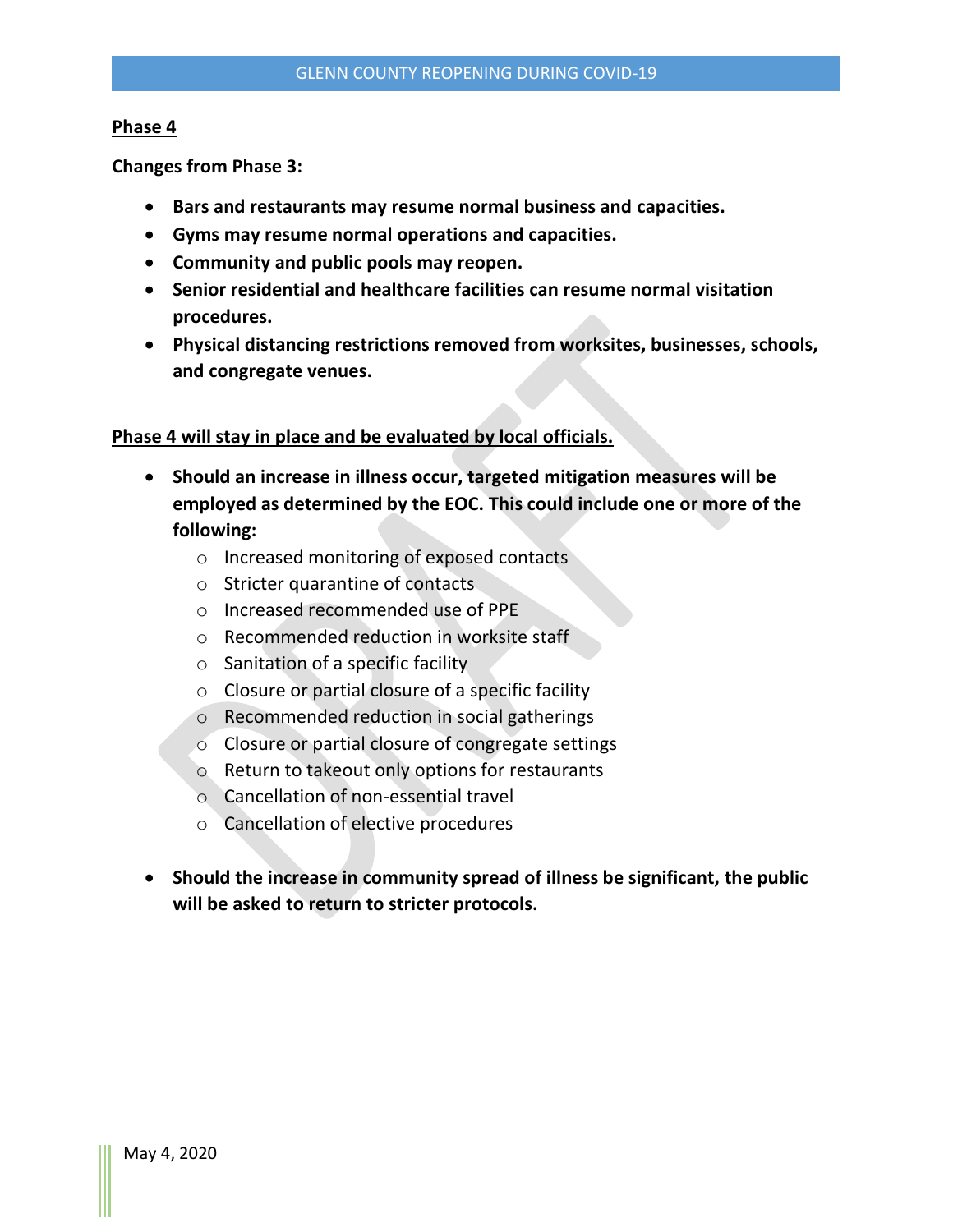## Phase 4

**Changes from Phase 3:**

- **Bars and restaurants may resume normal business and capacities.**
- **Gyms may resume normal operations and capacities.**
- **Community and public pools may reopen.**
- **Senior residential and healthcare facilities can resume normal visitation procedures.**
- **Physical distancing restrictions removed from worksites, businesses, schools, and congregate venues.**

**Phase 4 will stay in place and be evaluated by local officials.**

- **Should an increase in illness occur, targeted mitigation measures will be employed as determined by the EOC. This could include one or more of the following:**
  - Increased monitoring of exposed contacts
  - Stricter quarantine of contacts
  - Increased recommended use of PPE
  - Recommended reduction in worksite staff
  - Sanitation of a specific facility
  - Closure or partial closure of a specific facility
  - Recommended reduction in social gatherings
  - Closure or partial closure of congregate settings
  - Return to takeout only options for restaurants
  - Cancellation of non-essential travel
  - Cancellation of elective procedures

- **Should the increase in community spread of illness be significant, the public will be asked to return to stricter protocols.**